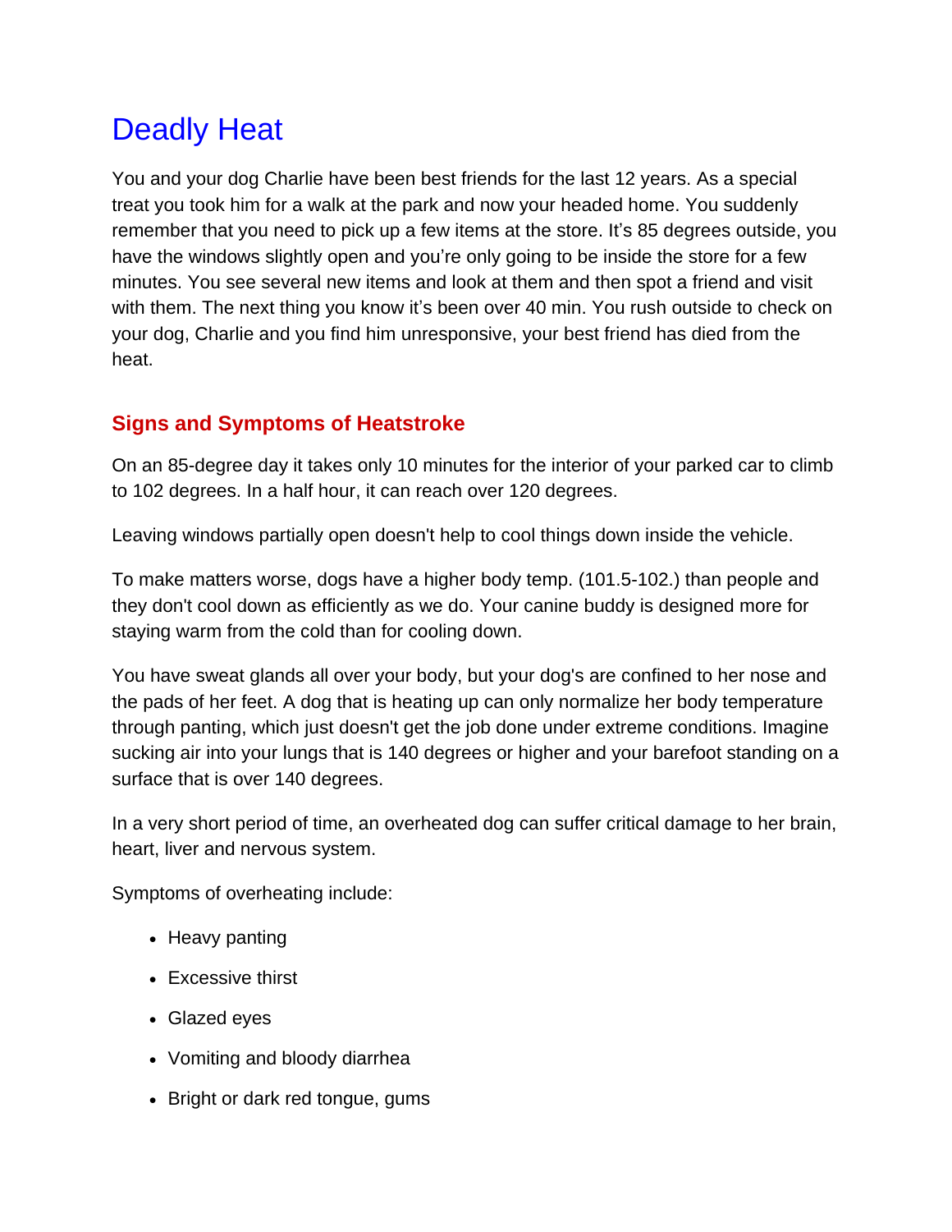# Deadly Heat

You and your dog Charlie have been best friends for the last 12 years. As a special treat you took him for a walk at the park and now your headed home. You suddenly remember that you need to pick up a few items at the store. It's 85 degrees outside, you have the windows slightly open and you're only going to be inside the store for a few minutes. You see several new items and look at them and then spot a friend and visit with them. The next thing you know it's been over 40 min. You rush outside to check on your dog, Charlie and you find him unresponsive, your best friend has died from the heat.

## Signs and Symptoms of Heatstroke

On an 85-degree day it takes only 10 minutes for the interior of your parked car to climb to 102 degrees. In a half hour, it can reach over 120 degrees.

Leaving windows partially open doesn't help to cool things down inside the vehicle.

To make matters worse, dogs have a higher body temp. (101.5-102.) than people and they don't cool down as efficiently as we do. Your canine buddy is designed more for staying warm from the cold than for cooling down.

You have sweat glands all over your body, but your dog's are confined to her nose and the pads of her feet. A dog that is heating up can only normalize her body temperature through panting, which just doesn't get the job done under extreme conditions. Imagine sucking air into your lungs that is 140 degrees or higher and your barefoot standing on a surface that is over 140 degrees.

In a very short period of time, an overheated dog can suffer critical damage to her brain, heart, liver and nervous system.

Symptoms of overheating include:

- Heavy panting
- Excessive thirst
- Glazed eyes
- Vomiting and bloody diarrhea
- Bright or dark red tongue, gums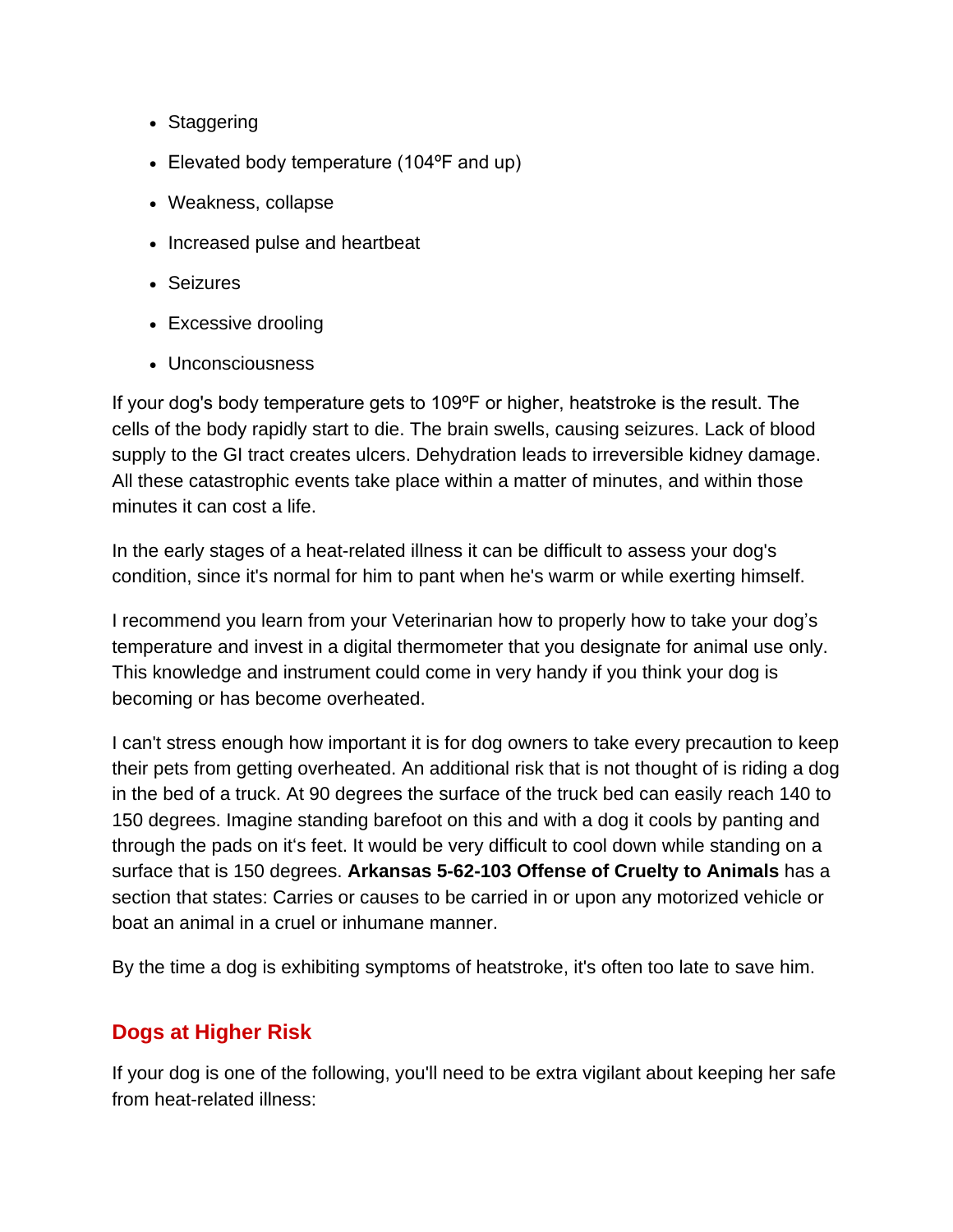- Staggering
- Elevated body temperature (104ºF and up)
- Weakness, collapse
- Increased pulse and heartbeat
- Seizures
- Excessive drooling
- Unconsciousness

If your dog's body temperature gets to 109ºF or higher, heatstroke is the result. The cells of the body rapidly start to die. The brain swells, causing seizures. Lack of blood supply to the GI tract creates ulcers. Dehydration leads to irreversible kidney damage. All these catastrophic events take place within a matter of minutes, and within those minutes it can cost a life.

In the early stages of a heat-related illness it can be difficult to assess your dog's condition, since it's normal for him to pant when he's warm or while exerting himself.

I recommend you learn from your Veterinarian how to properly how to take your dog's temperature and invest in a digital thermometer that you designate for animal use only. This knowledge and instrument could come in very handy if you think your dog is becoming or has become overheated.

I can't stress enough how important it is for dog owners to take every precaution to keep their pets from getting overheated. An additional risk that is not thought of is riding a dog in the bed of a truck. At 90 degrees the surface of the truck bed can easily reach 140 to 150 degrees. Imagine standing barefoot on this and with a dog it cools by panting and through the pads on it's feet. It would be very difficult to cool down while standing on a surface that is 150 degrees. **Arkansas 5-62-103 Offense of Cruelty to Animals** has a section that states: Carries or causes to be carried in or upon any motorized vehicle or boat an animal in a cruel or inhumane manner.

By the time a dog is exhibiting symptoms of heatstroke, it's often too late to save him.

## Dogs at Higher Risk

If your dog is one of the following, you'll need to be extra vigilant about keeping her safe from heat-related illness: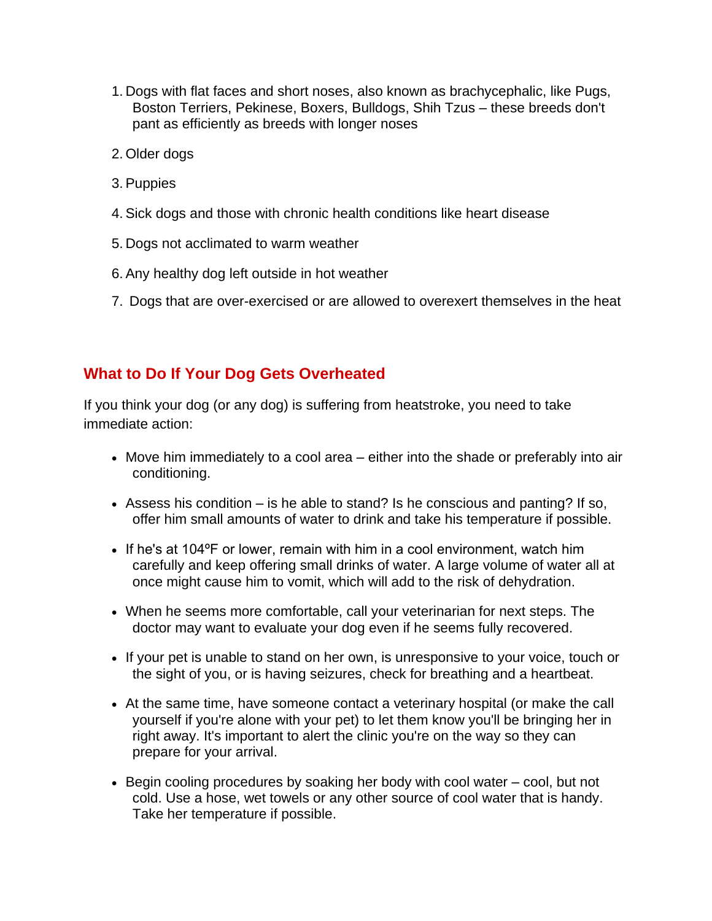1. Dogs with flat faces and short noses, also known as brachycephalic, like Pugs, Boston Terriers, Pekinese, Boxers, Bulldogs, Shih Tzus – these breeds don't pant as efficiently as breeds with longer noses
2. Older dogs
3. Puppies
4. Sick dogs and those with chronic health conditions like heart disease
5. Dogs not acclimated to warm weather
6. Any healthy dog left outside in hot weather
7. Dogs that are over-exercised or are allowed to overexert themselves in the heat

## What to Do If Your Dog Gets Overheated

If you think your dog (or any dog) is suffering from heatstroke, you need to take immediate action:

- Move him immediately to a cool area – either into the shade or preferably into air conditioning.
- Assess his condition – is he able to stand? Is he conscious and panting? If so, offer him small amounts of water to drink and take his temperature if possible.
- If he's at 104ºF or lower, remain with him in a cool environment, watch him carefully and keep offering small drinks of water. A large volume of water all at once might cause him to vomit, which will add to the risk of dehydration.
- When he seems more comfortable, call your veterinarian for next steps. The doctor may want to evaluate your dog even if he seems fully recovered.
- If your pet is unable to stand on her own, is unresponsive to your voice, touch or the sight of you, or is having seizures, check for breathing and a heartbeat.
- At the same time, have someone contact a veterinary hospital (or make the call yourself if you're alone with your pet) to let them know you'll be bringing her in right away. It's important to alert the clinic you're on the way so they can prepare for your arrival.
- Begin cooling procedures by soaking her body with cool water – cool, but not cold. Use a hose, wet towels or any other source of cool water that is handy. Take her temperature if possible.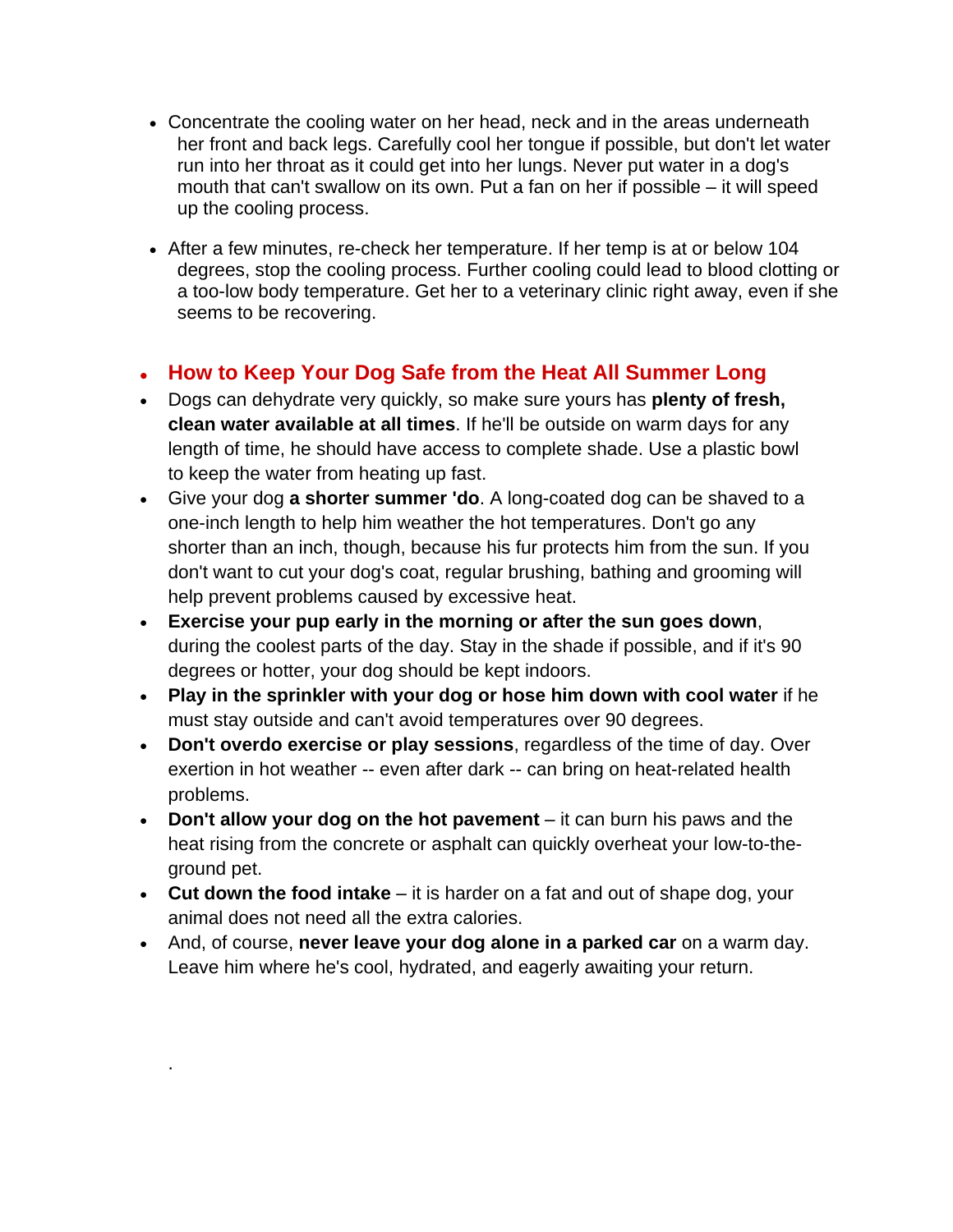- Concentrate the cooling water on her head, neck and in the areas underneath her front and back legs. Carefully cool her tongue if possible, but don't let water run into her throat as it could get into her lungs. Never put water in a dog's mouth that can't swallow on its own. Put a fan on her if possible – it will speed up the cooling process.

- After a few minutes, re-check her temperature. If her temp is at or below 104 degrees, stop the cooling process. Further cooling could lead to blood clotting or a too-low body temperature. Get her to a veterinary clinic right away, even if she seems to be recovering.

- **How to Keep Your Dog Safe from the Heat All Summer Long**
- Dogs can dehydrate very quickly, so make sure yours has **plenty of fresh, clean water available at all times**. If he'll be outside on warm days for any length of time, he should have access to complete shade. Use a plastic bowl to keep the water from heating up fast.
- Give your dog **a shorter summer 'do**. A long-coated dog can be shaved to a one-inch length to help him weather the hot temperatures. Don't go any shorter than an inch, though, because his fur protects him from the sun. If you don't want to cut your dog's coat, regular brushing, bathing and grooming will help prevent problems caused by excessive heat.
- **Exercise your pup early in the morning or after the sun goes down**, during the coolest parts of the day. Stay in the shade if possible, and if it's 90 degrees or hotter, your dog should be kept indoors.
- **Play in the sprinkler with your dog or hose him down with cool water** if he must stay outside and can't avoid temperatures over 90 degrees.
- **Don't overdo exercise or play sessions**, regardless of the time of day. Over exertion in hot weather -- even after dark -- can bring on heat-related health problems.
- **Don't allow your dog on the hot pavement** – it can burn his paws and the heat rising from the concrete or asphalt can quickly overheat your low-to-the-ground pet.
- **Cut down the food intake** – it is harder on a fat and out of shape dog, your animal does not need all the extra calories.
- And, of course, **never leave your dog alone in a parked car** on a warm day. Leave him where he's cool, hydrated, and eagerly awaiting your return.

.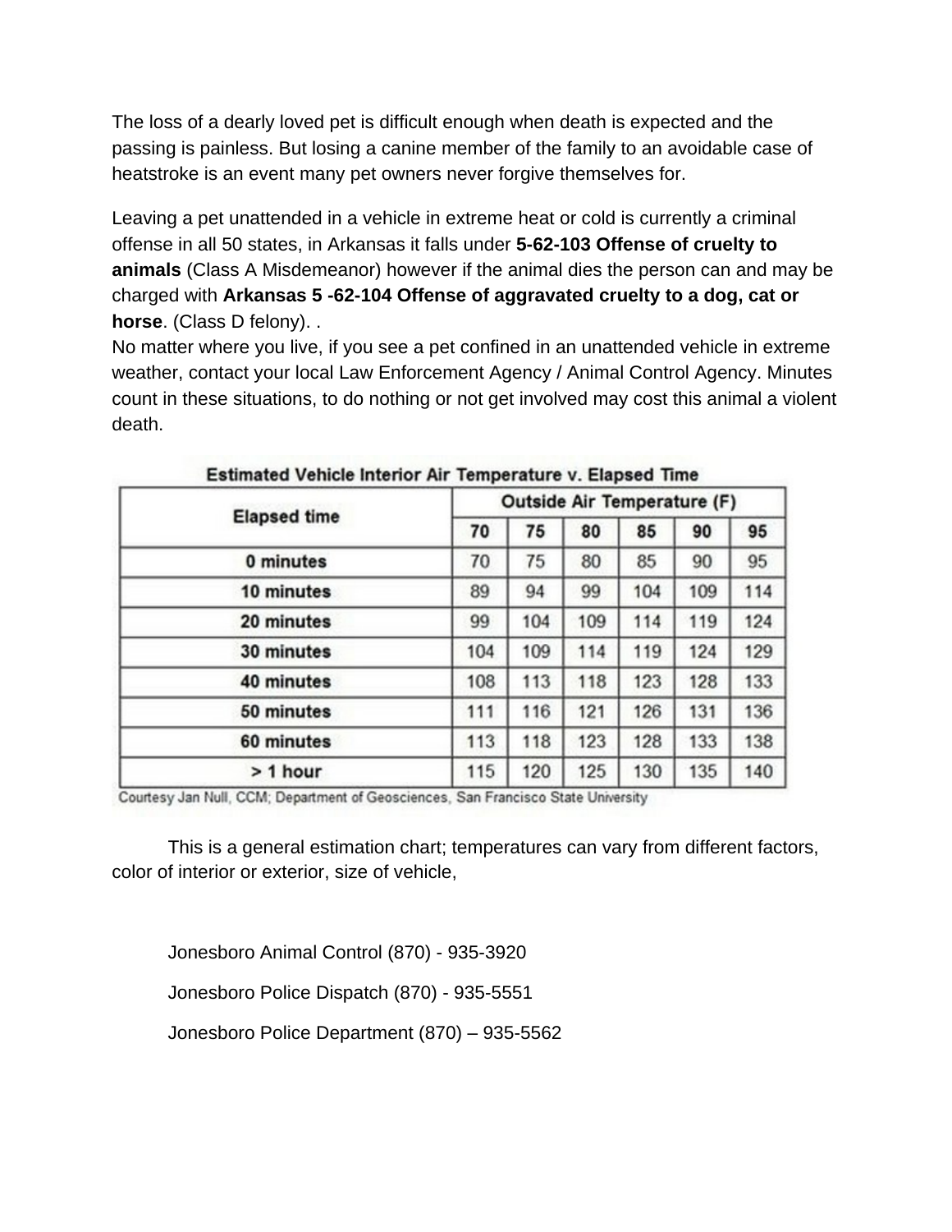The loss of a dearly loved pet is difficult enough when death is expected and the passing is painless. But losing a canine member of the family to an avoidable case of heatstroke is an event many pet owners never forgive themselves for.

Leaving a pet unattended in a vehicle in extreme heat or cold is currently a criminal offense in all 50 states, in Arkansas it falls under **5-62-103 Offense of cruelty to animals** (Class A Misdemeanor) however if the animal dies the person can and may be charged with **Arkansas 5 -62-104 Offense of aggravated cruelty to a dog, cat or horse**. (Class D felony). .
No matter where you live, if you see a pet confined in an unattended vehicle in extreme weather, contact your local Law Enforcement Agency / Animal Control Agency. Minutes count in these situations, to do nothing or not get involved may cost this animal a violent death.

**Estimated Vehicle Interior Air Temperature v. Elapsed Time**

| Elapsed time | Outside Air Temperature (F) | | | | | |
|---|---|---|---|---|---|---|
| | **70** | **75** | **80** | **85** | **90** | **95** |
| **0 minutes** | 70 | 75 | 80 | 85 | 90 | 95 |
| **10 minutes** | 89 | 94 | 99 | 104 | 109 | 114 |
| **20 minutes** | 99 | 104 | 109 | 114 | 119 | 124 |
| **30 minutes** | 104 | 109 | 114 | 119 | 124 | 129 |
| **40 minutes** | 108 | 113 | 118 | 123 | 128 | 133 |
| **50 minutes** | 111 | 116 | 121 | 126 | 131 | 136 |
| **60 minutes** | 113 | 118 | 123 | 128 | 133 | 138 |
| **> 1 hour** | 115 | 120 | 125 | 130 | 135 | 140 |

Courtesy Jan Null, CCM; Department of Geosciences, San Francisco State University

This is a general estimation chart; temperatures can vary from different factors, color of interior or exterior, size of vehicle,

Jonesboro Animal Control (870) - 935-3920

Jonesboro Police Dispatch (870) - 935-5551

Jonesboro Police Department (870) – 935-5562